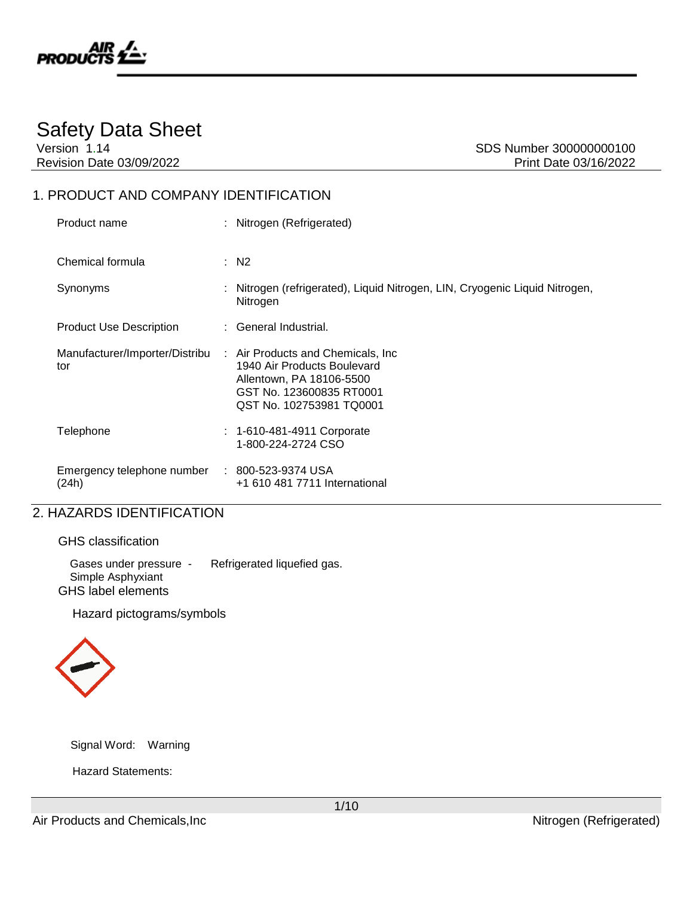# Safety Data Sheet

Version 1.14
Revision Date 03/09/2022

SDS Number 300000000100
Print Date 03/16/2022

## 1. PRODUCT AND COMPANY IDENTIFICATION

| | |
|---|---|
| Product name | : Nitrogen (Refrigerated) |
| Chemical formula | : N2 |
| Synonyms | : Nitrogen (refrigerated), Liquid Nitrogen, LIN, Cryogenic Liquid Nitrogen, Nitrogen |
| Product Use Description | : General Industrial. |
| Manufacturer/Importer/Distributor | : Air Products and Chemicals, Inc<br>1940 Air Products Boulevard<br>Allentown, PA 18106-5500<br>GST No. 123600835 RT0001<br>QST No. 102753981 TQ0001 |
| Telephone | : 1-610-481-4911 Corporate<br>1-800-224-2724 CSO |
| Emergency telephone number (24h) | : 800-523-9374 USA<br>+1 610 481 7711 International |

## 2. HAZARDS IDENTIFICATION

### GHS classification

Gases under pressure - Refrigerated liquefied gas.
Simple Asphyxiant

### GHS label elements

Hazard pictograms/symbols

Signal Word: Warning

Hazard Statements: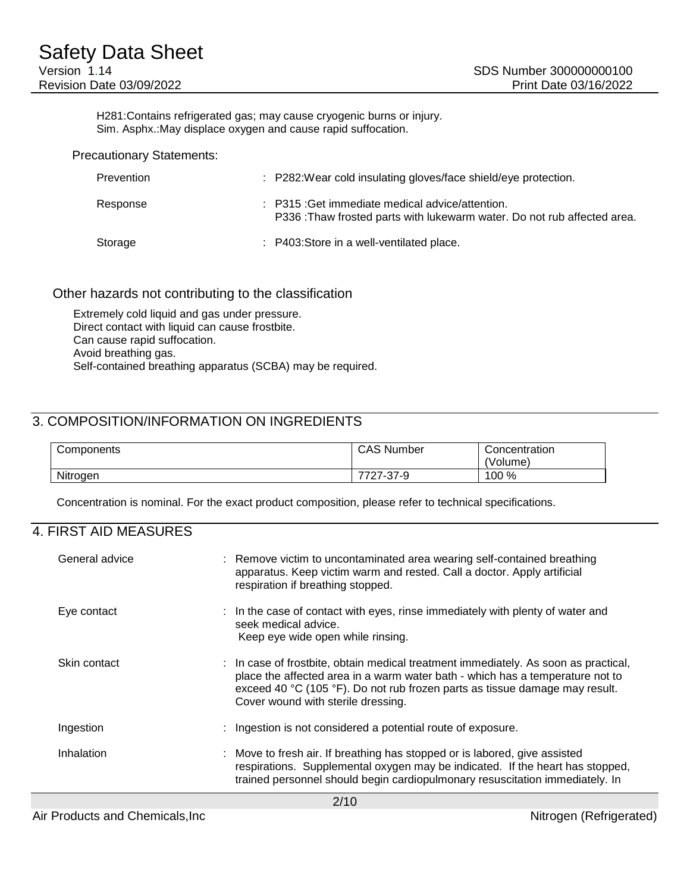H281:Contains refrigerated gas; may cause cryogenic burns or injury.
Sim. Asphx.:May displace oxygen and cause rapid suffocation.

Precautionary Statements:

| | |
|---|---|
| Prevention | : P282:Wear cold insulating gloves/face shield/eye protection. |
| Response | : P315 :Get immediate medical advice/attention.<br>P336 :Thaw frosted parts with lukewarm water. Do not rub affected area. |
| Storage | : P403:Store in a well-ventilated place. |

### Other hazards not contributing to the classification

Extremely cold liquid and gas under pressure.
Direct contact with liquid can cause frostbite.
Can cause rapid suffocation.
Avoid breathing gas.
Self-contained breathing apparatus (SCBA) may be required.

## 3. COMPOSITION/INFORMATION ON INGREDIENTS

| Components | CAS Number | Concentration (Volume) |
|---|---|---|
| Nitrogen | 7727-37-9 | 100 % |

Concentration is nominal. For the exact product composition, please refer to technical specifications.

## 4. FIRST AID MEASURES

| | |
|---|---|
| General advice | : Remove victim to uncontaminated area wearing self-contained breathing apparatus. Keep victim warm and rested. Call a doctor. Apply artificial respiration if breathing stopped. |
| Eye contact | : In the case of contact with eyes, rinse immediately with plenty of water and seek medical advice.<br>Keep eye wide open while rinsing. |
| Skin contact | : In case of frostbite, obtain medical treatment immediately. As soon as practical, place the affected area in a warm water bath - which has a temperature not to exceed 40 °C (105 °F). Do not rub frozen parts as tissue damage may result. Cover wound with sterile dressing. |
| Ingestion | : Ingestion is not considered a potential route of exposure. |
| Inhalation | : Move to fresh air. If breathing has stopped or is labored, give assisted respirations. Supplemental oxygen may be indicated. If the heart has stopped, trained personnel should begin cardiopulmonary resuscitation immediately. In |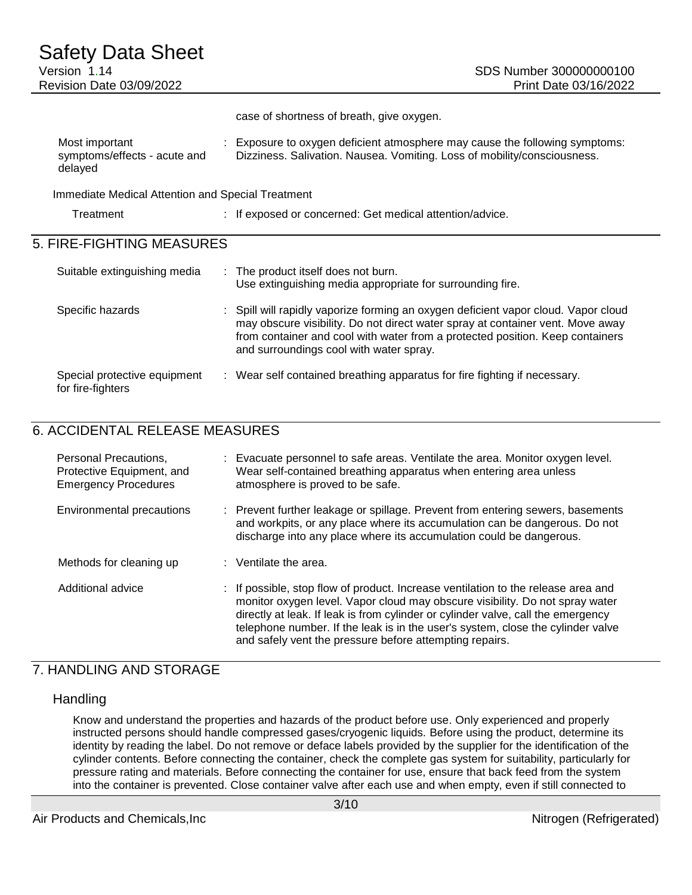case of shortness of breath, give oxygen.

| | |
|---|---|
| Most important symptoms/effects - acute and delayed | : Exposure to oxygen deficient atmosphere may cause the following symptoms: Dizziness. Salivation. Nausea. Vomiting. Loss of mobility/consciousness. |

Immediate Medical Attention and Special Treatment

| | |
|---|---|
| Treatment | : If exposed or concerned: Get medical attention/advice. |

## 5. FIRE-FIGHTING MEASURES

| | |
|---|---|
| Suitable extinguishing media | : The product itself does not burn.<br>Use extinguishing media appropriate for surrounding fire. |
| Specific hazards | : Spill will rapidly vaporize forming an oxygen deficient vapor cloud. Vapor cloud may obscure visibility. Do not direct water spray at container vent. Move away from container and cool with water from a protected position. Keep containers and surroundings cool with water spray. |
| Special protective equipment for fire-fighters | : Wear self contained breathing apparatus for fire fighting if necessary. |

## 6. ACCIDENTAL RELEASE MEASURES

| | |
|---|---|
| Personal Precautions, Protective Equipment, and Emergency Procedures | : Evacuate personnel to safe areas. Ventilate the area. Monitor oxygen level. Wear self-contained breathing apparatus when entering area unless atmosphere is proved to be safe. |
| Environmental precautions | : Prevent further leakage or spillage. Prevent from entering sewers, basements and workpits, or any place where its accumulation can be dangerous. Do not discharge into any place where its accumulation could be dangerous. |
| Methods for cleaning up | : Ventilate the area. |
| Additional advice | : If possible, stop flow of product. Increase ventilation to the release area and monitor oxygen level. Vapor cloud may obscure visibility. Do not spray water directly at leak. If leak is from cylinder or cylinder valve, call the emergency telephone number. If the leak is in the user's system, close the cylinder valve and safely vent the pressure before attempting repairs. |

## 7. HANDLING AND STORAGE

### Handling

Know and understand the properties and hazards of the product before use. Only experienced and properly instructed persons should handle compressed gases/cryogenic liquids. Before using the product, determine its identity by reading the label. Do not remove or deface labels provided by the supplier for the identification of the cylinder contents. Before connecting the container, check the complete gas system for suitability, particularly for pressure rating and materials. Before connecting the container for use, ensure that back feed from the system into the container is prevented. Close container valve after each use and when empty, even if still connected to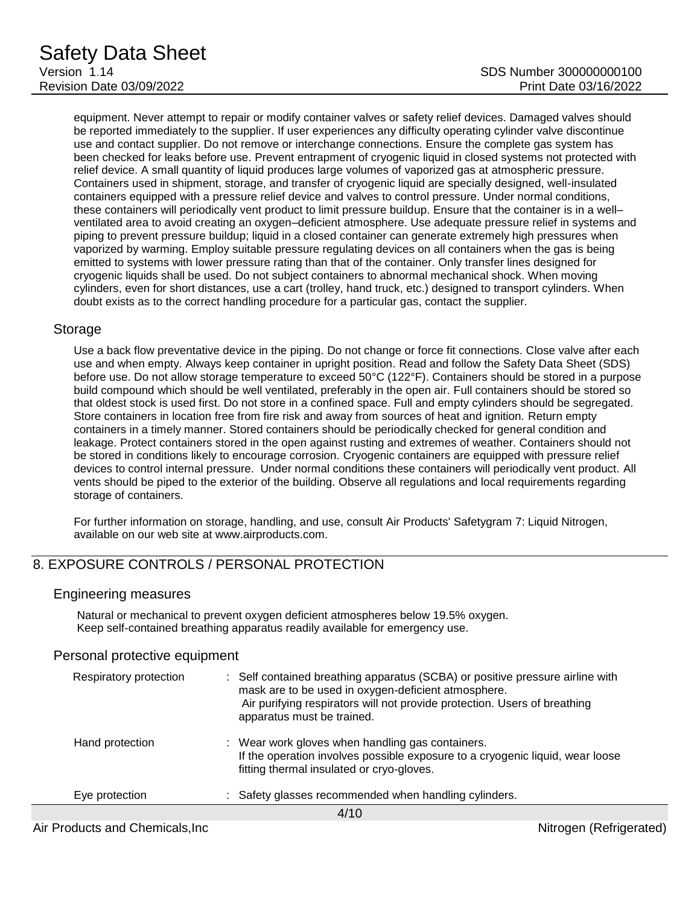equipment. Never attempt to repair or modify container valves or safety relief devices. Damaged valves should be reported immediately to the supplier. If user experiences any difficulty operating cylinder valve discontinue use and contact supplier. Do not remove or interchange connections. Ensure the complete gas system has been checked for leaks before use. Prevent entrapment of cryogenic liquid in closed systems not protected with relief device. A small quantity of liquid produces large volumes of vaporized gas at atmospheric pressure. Containers used in shipment, storage, and transfer of cryogenic liquid are specially designed, well-insulated containers equipped with a pressure relief device and valves to control pressure. Under normal conditions, these containers will periodically vent product to limit pressure buildup. Ensure that the container is in a well–ventilated area to avoid creating an oxygen–deficient atmosphere. Use adequate pressure relief in systems and piping to prevent pressure buildup; liquid in a closed container can generate extremely high pressures when vaporized by warming. Employ suitable pressure regulating devices on all containers when the gas is being emitted to systems with lower pressure rating than that of the container. Only transfer lines designed for cryogenic liquids shall be used. Do not subject containers to abnormal mechanical shock. When moving cylinders, even for short distances, use a cart (trolley, hand truck, etc.) designed to transport cylinders. When doubt exists as to the correct handling procedure for a particular gas, contact the supplier.

### Storage

Use a back flow preventative device in the piping. Do not change or force fit connections. Close valve after each use and when empty. Always keep container in upright position. Read and follow the Safety Data Sheet (SDS) before use. Do not allow storage temperature to exceed 50°C (122°F). Containers should be stored in a purpose build compound which should be well ventilated, preferably in the open air. Full containers should be stored so that oldest stock is used first. Do not store in a confined space. Full and empty cylinders should be segregated. Store containers in location free from fire risk and away from sources of heat and ignition. Return empty containers in a timely manner. Stored containers should be periodically checked for general condition and leakage. Protect containers stored in the open against rusting and extremes of weather. Containers should not be stored in conditions likely to encourage corrosion. Cryogenic containers are equipped with pressure relief devices to control internal pressure. Under normal conditions these containers will periodically vent product. All vents should be piped to the exterior of the building. Observe all regulations and local requirements regarding storage of containers.

For further information on storage, handling, and use, consult Air Products' Safetygram 7: Liquid Nitrogen, available on our web site at www.airproducts.com.

## 8. EXPOSURE CONTROLS / PERSONAL PROTECTION

### Engineering measures

Natural or mechanical to prevent oxygen deficient atmospheres below 19.5% oxygen.
Keep self-contained breathing apparatus readily available for emergency use.

### Personal protective equipment

| | |
|---|---|
| Respiratory protection | : Self contained breathing apparatus (SCBA) or positive pressure airline with mask are to be used in oxygen-deficient atmosphere. Air purifying respirators will not provide protection. Users of breathing apparatus must be trained. |
| Hand protection | : Wear work gloves when handling gas containers. If the operation involves possible exposure to a cryogenic liquid, wear loose fitting thermal insulated or cryo-gloves. |
| Eye protection | : Safety glasses recommended when handling cylinders. |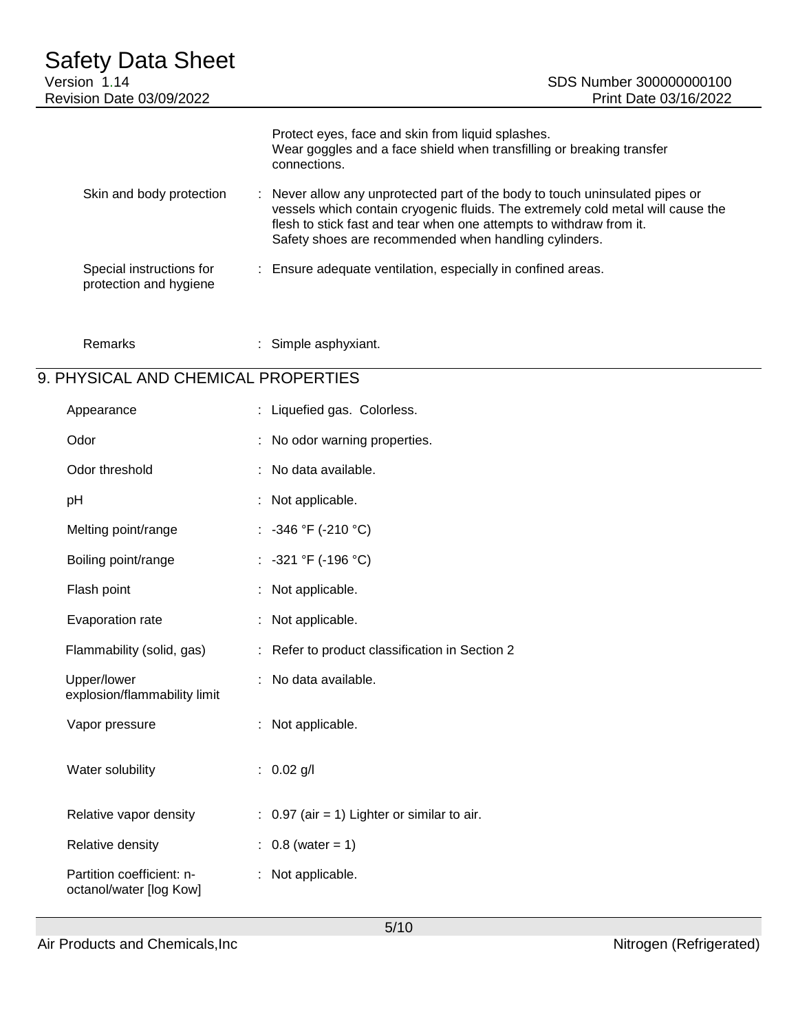| | |
|---|---|
| | Protect eyes, face and skin from liquid splashes.<br>Wear goggles and a face shield when transfilling or breaking transfer connections. |
| Skin and body protection | : Never allow any unprotected part of the body to touch uninsulated pipes or vessels which contain cryogenic fluids. The extremely cold metal will cause the flesh to stick fast and tear when one attempts to withdraw from it.<br>Safety shoes are recommended when handling cylinders. |
| Special instructions for protection and hygiene | : Ensure adequate ventilation, especially in confined areas. |
| Remarks | : Simple asphyxiant. |

## 9. PHYSICAL AND CHEMICAL PROPERTIES

| | |
|---|---|
| Appearance | : Liquefied gas. Colorless. |
| Odor | : No odor warning properties. |
| Odor threshold | : No data available. |
| pH | : Not applicable. |
| Melting point/range | : -346 °F (-210 °C) |
| Boiling point/range | : -321 °F (-196 °C) |
| Flash point | : Not applicable. |
| Evaporation rate | : Not applicable. |
| Flammability (solid, gas) | : Refer to product classification in Section 2 |
| Upper/lower explosion/flammability limit | : No data available. |
| Vapor pressure | : Not applicable. |
| Water solubility | : 0.02 g/l |
| Relative vapor density | : 0.97 (air = 1) Lighter or similar to air. |
| Relative density | : 0.8 (water = 1) |
| Partition coefficient: n-octanol/water [log Kow] | : Not applicable. |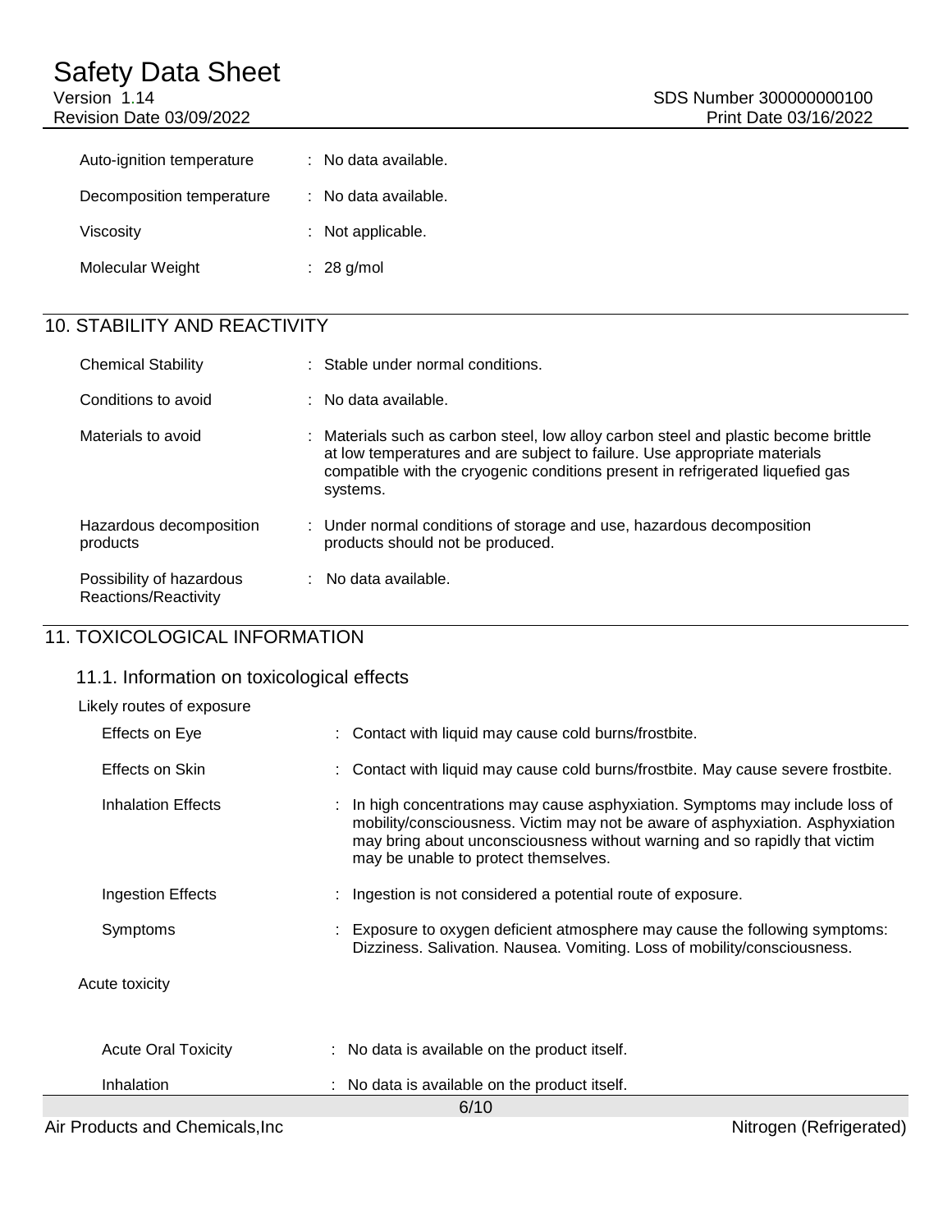| | |
|---|---|
| Auto-ignition temperature | : No data available. |
| Decomposition temperature | : No data available. |
| Viscosity | : Not applicable. |
| Molecular Weight | : 28 g/mol |

## 10. STABILITY AND REACTIVITY

| | |
|---|---|
| Chemical Stability | : Stable under normal conditions. |
| Conditions to avoid | : No data available. |
| Materials to avoid | : Materials such as carbon steel, low alloy carbon steel and plastic become brittle at low temperatures and are subject to failure. Use appropriate materials compatible with the cryogenic conditions present in refrigerated liquefied gas systems. |
| Hazardous decomposition products | : Under normal conditions of storage and use, hazardous decomposition products should not be produced. |
| Possibility of hazardous Reactions/Reactivity | : No data available. |

## 11. TOXICOLOGICAL INFORMATION

### 11.1. Information on toxicological effects

Likely routes of exposure

| | |
|---|---|
| Effects on Eye | : Contact with liquid may cause cold burns/frostbite. |
| Effects on Skin | : Contact with liquid may cause cold burns/frostbite. May cause severe frostbite. |
| Inhalation Effects | : In high concentrations may cause asphyxiation. Symptoms may include loss of mobility/consciousness. Victim may not be aware of asphyxiation. Asphyxiation may bring about unconsciousness without warning and so rapidly that victim may be unable to protect themselves. |
| Ingestion Effects | : Ingestion is not considered a potential route of exposure. |
| Symptoms | : Exposure to oxygen deficient atmosphere may cause the following symptoms: Dizziness. Salivation. Nausea. Vomiting. Loss of mobility/consciousness. |

Acute toxicity

| | |
|---|---|
| Acute Oral Toxicity | : No data is available on the product itself. |
| Inhalation | : No data is available on the product itself. |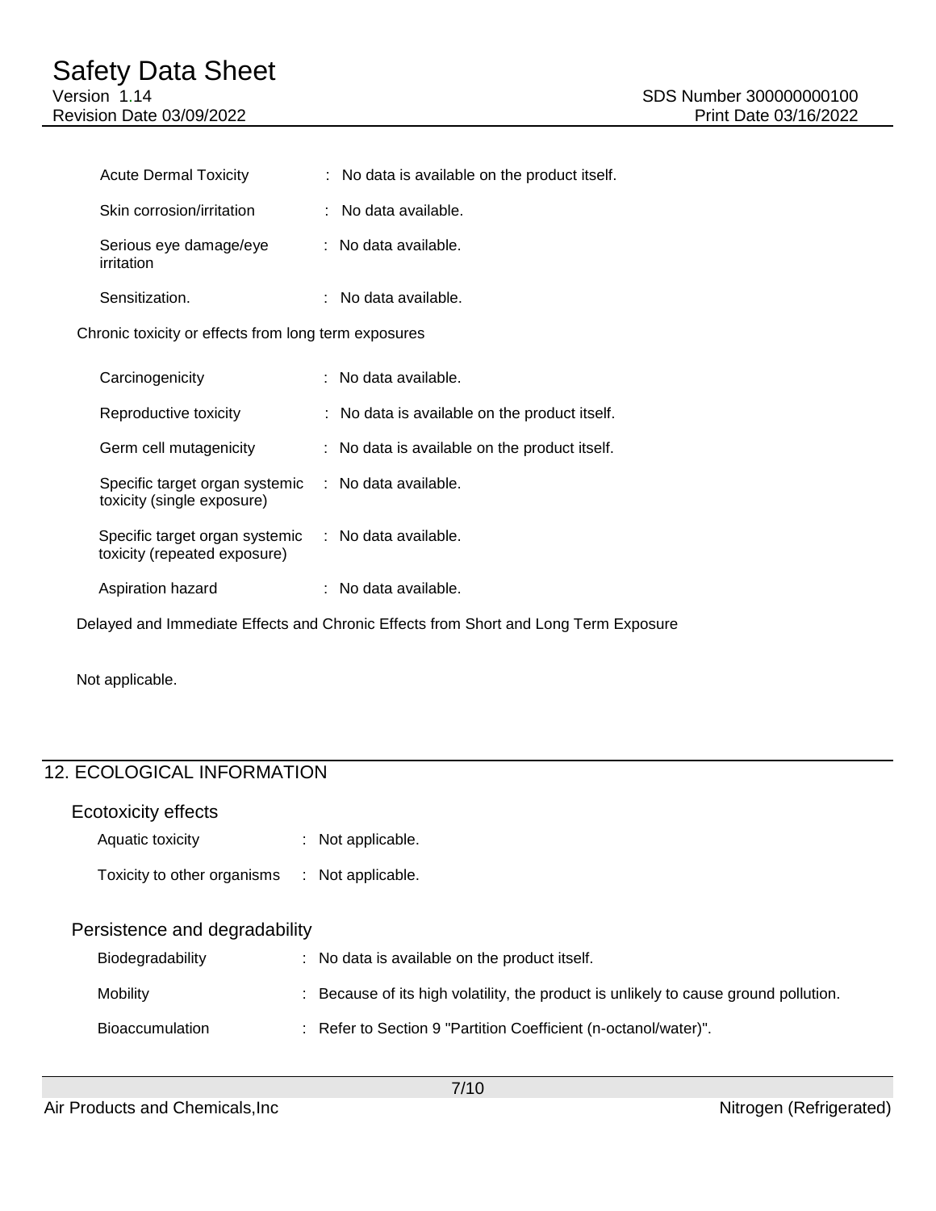| | |
|---|---|
| Acute Dermal Toxicity | : No data is available on the product itself. |
| Skin corrosion/irritation | : No data available. |
| Serious eye damage/eye irritation | : No data available. |
| Sensitization. | : No data available. |

Chronic toxicity or effects from long term exposures

| | |
|---|---|
| Carcinogenicity | : No data available. |
| Reproductive toxicity | : No data is available on the product itself. |
| Germ cell mutagenicity | : No data is available on the product itself. |
| Specific target organ systemic toxicity (single exposure) | : No data available. |
| Specific target organ systemic toxicity (repeated exposure) | : No data available. |
| Aspiration hazard | : No data available. |

Delayed and Immediate Effects and Chronic Effects from Short and Long Term Exposure

Not applicable.

## 12. ECOLOGICAL INFORMATION

### Ecotoxicity effects

| | |
|---|---|
| Aquatic toxicity | : Not applicable. |
| Toxicity to other organisms | : Not applicable. |

### Persistence and degradability

| | |
|---|---|
| Biodegradability | : No data is available on the product itself. |
| Mobility | : Because of its high volatility, the product is unlikely to cause ground pollution. |
| Bioaccumulation | : Refer to Section 9 "Partition Coefficient (n-octanol/water)". |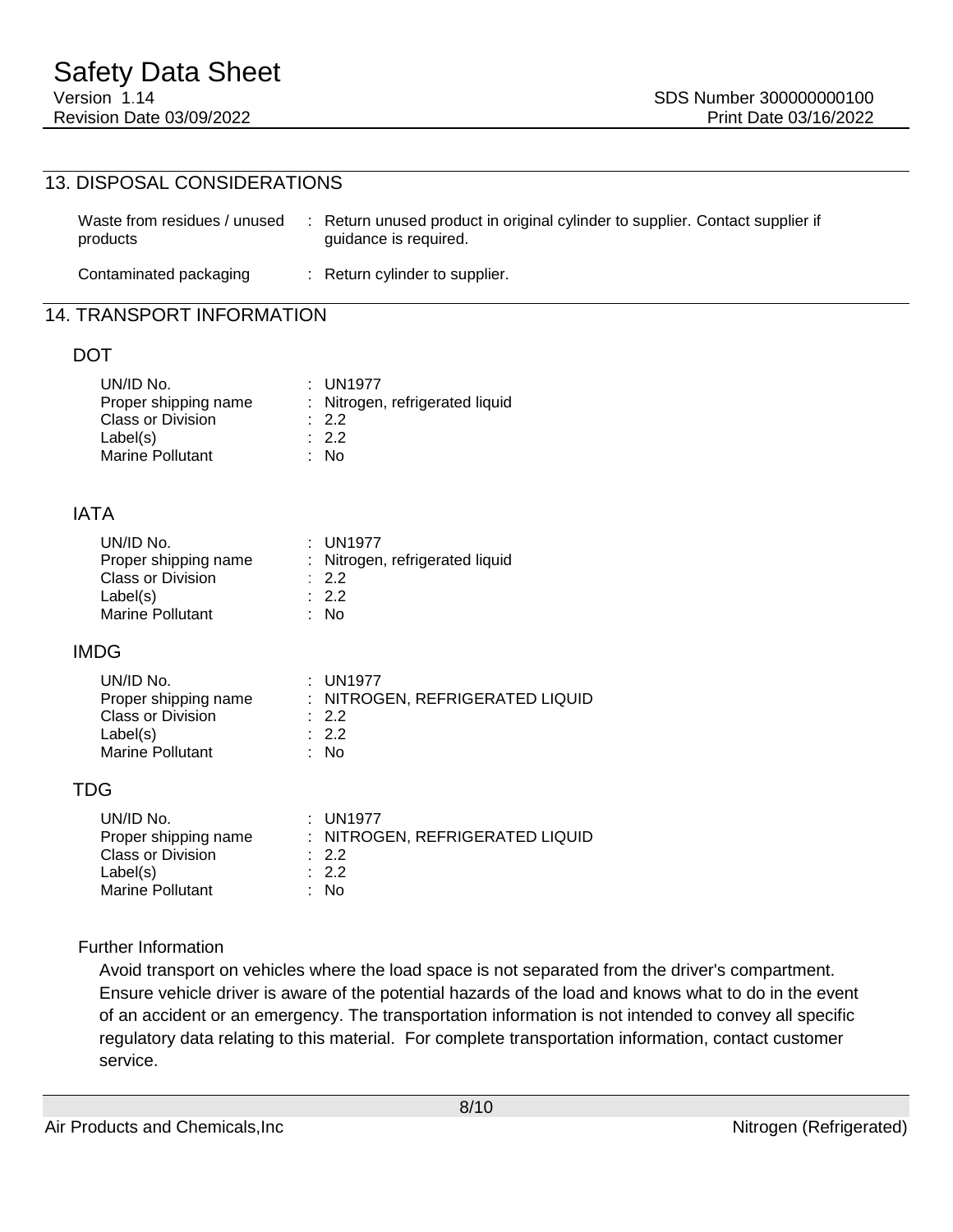## 13. DISPOSAL CONSIDERATIONS

| | |
|---|---|
| Waste from residues / unused products | : Return unused product in original cylinder to supplier. Contact supplier if guidance is required. |
| Contaminated packaging | : Return cylinder to supplier. |

## 14. TRANSPORT INFORMATION

### DOT

| | |
|---|---|
| UN/ID No. | : UN1977 |
| Proper shipping name | : Nitrogen, refrigerated liquid |
| Class or Division | : 2.2 |
| Label(s) | : 2.2 |
| Marine Pollutant | : No |

### IATA

| | |
|---|---|
| UN/ID No. | : UN1977 |
| Proper shipping name | : Nitrogen, refrigerated liquid |
| Class or Division | : 2.2 |
| Label(s) | : 2.2 |
| Marine Pollutant | : No |

### IMDG

| | |
|---|---|
| UN/ID No. | : UN1977 |
| Proper shipping name | : NITROGEN, REFRIGERATED LIQUID |
| Class or Division | : 2.2 |
| Label(s) | : 2.2 |
| Marine Pollutant | : No |

### TDG

| | |
|---|---|
| UN/ID No. | : UN1977 |
| Proper shipping name | : NITROGEN, REFRIGERATED LIQUID |
| Class or Division | : 2.2 |
| Label(s) | : 2.2 |
| Marine Pollutant | : No |

### Further Information

Avoid transport on vehicles where the load space is not separated from the driver's compartment. Ensure vehicle driver is aware of the potential hazards of the load and knows what to do in the event of an accident or an emergency. The transportation information is not intended to convey all specific regulatory data relating to this material. For complete transportation information, contact customer service.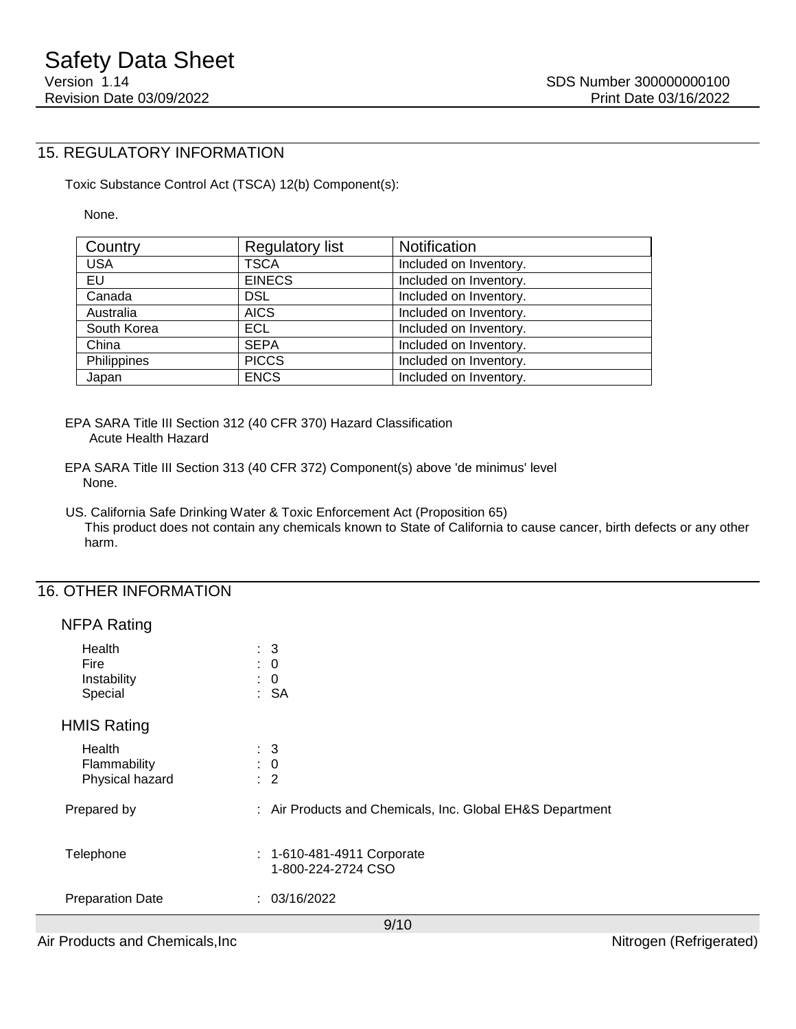## 15. REGULATORY INFORMATION

Toxic Substance Control Act (TSCA) 12(b) Component(s):

None.

| Country | Regulatory list | Notification |
| --- | --- | --- |
| USA | TSCA | Included on Inventory. |
| EU | EINECS | Included on Inventory. |
| Canada | DSL | Included on Inventory. |
| Australia | AICS | Included on Inventory. |
| South Korea | ECL | Included on Inventory. |
| China | SEPA | Included on Inventory. |
| Philippines | PICCS | Included on Inventory. |
| Japan | ENCS | Included on Inventory. |

EPA SARA Title III Section 312 (40 CFR 370) Hazard Classification
Acute Health Hazard

EPA SARA Title III Section 313 (40 CFR 372) Component(s) above 'de minimus' level
None.

US. California Safe Drinking Water & Toxic Enforcement Act (Proposition 65)
This product does not contain any chemicals known to State of California to cause cancer, birth defects or any other harm.

## 16. OTHER INFORMATION

### NFPA Rating

Health : 3
Fire : 0
Instability : 0
Special : SA

### HMIS Rating

Health : 3
Flammability : 0
Physical hazard : 2

Prepared by : Air Products and Chemicals, Inc. Global EH&S Department

Telephone : 1-610-481-4911 Corporate
1-800-224-2724 CSO

Preparation Date : 03/16/2022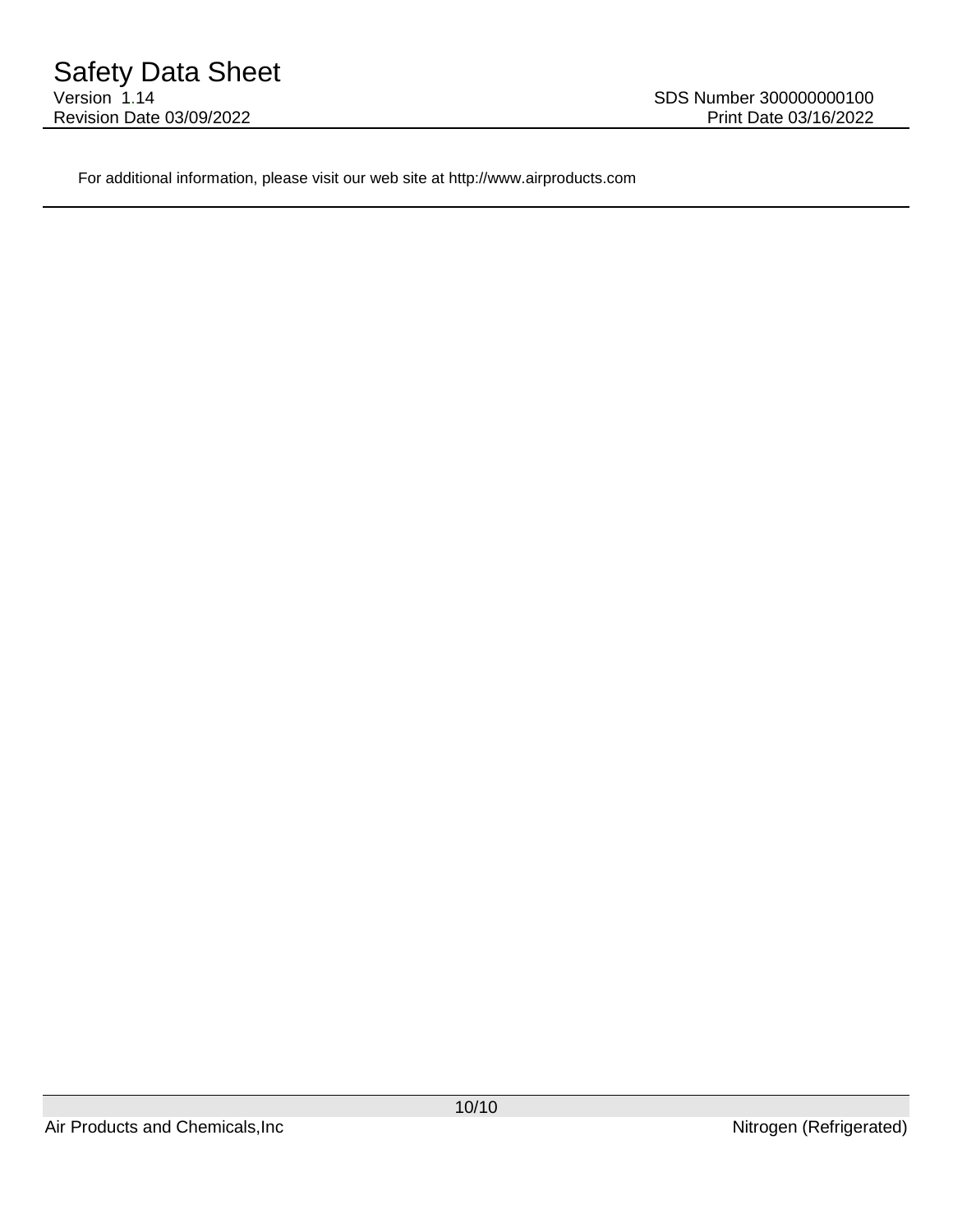For additional information, please visit our web site at http://www.airproducts.com